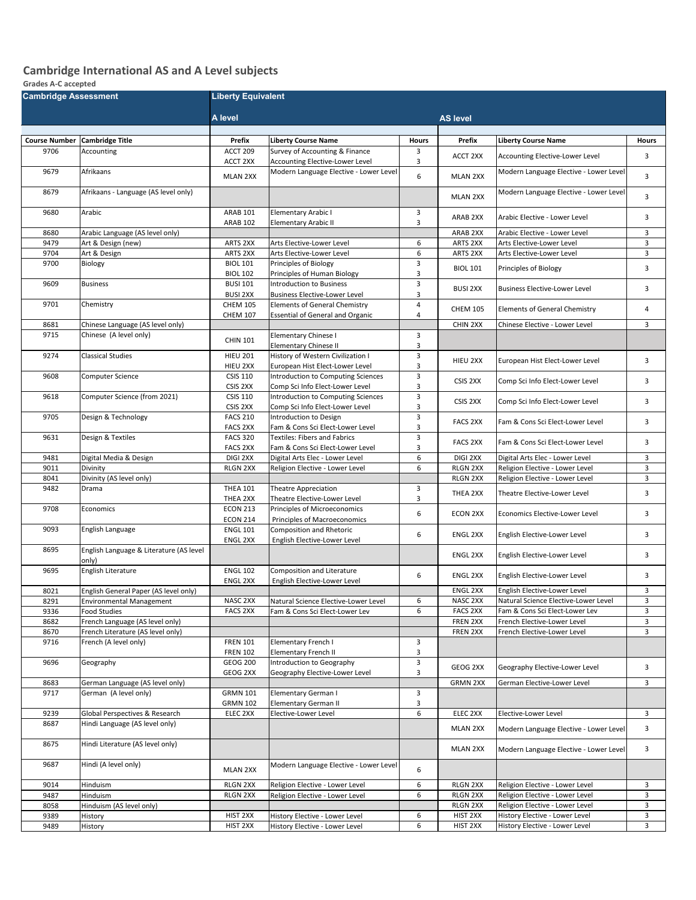## Cambridge International AS and A Level subjects

**Grades A-C accepted**

| Cambridge Assessment | | Liberty Equivalent | | | | | |
|---|---|---|---|---|---|---|---|
| | | A level | | | AS level | | |
| Course Number | Cambridge Title | Prefix | Liberty Course Name | Hours | Prefix | Liberty Course Name | Hours |
| 9706 | Accounting | ACCT 209<br>ACCT 2XX | Survey of Accounting & Finance<br>Accounting Elective-Lower Level | 3<br>3 | ACCT 2XX | Accounting Elective-Lower Level | 3 |
| 9679 | Afrikaans | MLAN 2XX | Modern Language Elective - Lower Level | 6 | MLAN 2XX | Modern Language Elective - Lower Level | 3 |
| 8679 | Afrikaans - Language (AS level only) | | | | MLAN 2XX | Modern Language Elective - Lower Level | 3 |
| 9680 | Arabic | ARAB 101<br>ARAB 102 | Elementary Arabic I<br>Elementary Arabic II | 3<br>3 | ARAB 2XX | Arabic Elective - Lower Level | 3 |
| 8680 | Arabic Language (AS level only) | | | | ARAB 2XX | Arabic Elective - Lower Level | 3 |
| 9479 | Art & Design (new) | ARTS 2XX | Arts Elective-Lower Level | 6 | ARTS 2XX | Arts Elective-Lower Level | 3 |
| 9704 | Art & Design | ARTS 2XX | Arts Elective-Lower Level | 6 | ARTS 2XX | Arts Elective-Lower Level | 3 |
| 9700 | Biology | BIOL 101<br>BIOL 102 | Principles of Biology<br>Principles of Human Biology | 3<br>3 | BIOL 101 | Principles of Biology | 3 |
| 9609 | Business | BUSI 101<br>BUSI 2XX | Introduction to Business<br>Business Elective-Lower Level | 3<br>3 | BUSI 2XX | Business Elective-Lower Level | 3 |
| 9701 | Chemistry | CHEM 105<br>CHEM 107 | Elements of General Chemistry<br>Essential of General and Organic | 4<br>4 | CHEM 105 | Elements of General Chemistry | 4 |
| 8681 | Chinese Language (AS level only) | | | | CHIN 2XX | Chinese Elective - Lower Level | 3 |
| 9715 | Chinese (A level only) | CHIN 101 | Elementary Chinese I<br>Elementary Chinese II | 3<br>3 | | | |
| 9274 | Classical Studies | HIEU 201<br>HIEU 2XX | History of Western Civilization I<br>European Hist Elect-Lower Level | 3<br>3 | HIEU 2XX | European Hist Elect-Lower Level | 3 |
| 9608 | Computer Science | CSIS 110<br>CSIS 2XX | Introduction to Computing Sciences<br>Comp Sci Info Elect-Lower Level | 3<br>3 | CSIS 2XX | Comp Sci Info Elect-Lower Level | 3 |
| 9618 | Computer Science (from 2021) | CSIS 110<br>CSIS 2XX | Introduction to Computing Sciences<br>Comp Sci Info Elect-Lower Level | 3<br>3 | CSIS 2XX | Comp Sci Info Elect-Lower Level | 3 |
| 9705 | Design & Technology | FACS 210<br>FACS 2XX | Introduction to Design<br>Fam & Cons Sci Elect-Lower Level | 3<br>3 | FACS 2XX | Fam & Cons Sci Elect-Lower Level | 3 |
| 9631 | Design & Textiles | FACS 320<br>FACS 2XX | Textiles: Fibers and Fabrics<br>Fam & Cons Sci Elect-Lower Level | 3<br>3 | FACS 2XX | Fam & Cons Sci Elect-Lower Level | 3 |
| 9481 | Digital Media & Design | DIGI 2XX | Digital Arts Elec - Lower Level | 6 | DIGI 2XX | Digital Arts Elec - Lower Level | 3 |
| 9011 | Divinity | RLGN 2XX | Religion Elective - Lower Level | 6 | RLGN 2XX | Religion Elective - Lower Level | 3 |
| 8041 | Divinity (AS level only) | | | | RLGN 2XX | Religion Elective - Lower Level | 3 |
| 9482 | Drama | THEA 101<br>THEA 2XX | Theatre Appreciation<br>Theatre Elective-Lower Level | 3<br>3 | THEA 2XX | Theatre Elective-Lower Level | 3 |
| 9708 | Economics | ECON 213<br>ECON 214 | Principles of Microeconomics<br>Principles of Macroeconomics | 6 | ECON 2XX | Economics Elective-Lower Level | 3 |
| 9093 | English Language | ENGL 101<br>ENGL 2XX | Composition and Rhetoric<br>English Elective-Lower Level | 6 | ENGL 2XX | English Elective-Lower Level | 3 |
| 8695 | English Language & Literature (AS level only) | | | | ENGL 2XX | English Elective-Lower Level | 3 |
| 9695 | English Literature | ENGL 102<br>ENGL 2XX | Composition and Literature<br>English Elective-Lower Level | 6 | ENGL 2XX | English Elective-Lower Level | 3 |
| 8021 | English General Paper (AS level only) | | | | ENGL 2XX | English Elective-Lower Level | 3 |
| 8291 | Environmental Management | NASC 2XX | Natural Science Elective-Lower Level | 6 | NASC 2XX | Natural Science Elective-Lower Level | 3 |
| 9336 | Food Studies | FACS 2XX | Fam & Cons Sci Elect-Lower Lev | 6 | FACS 2XX | Fam & Cons Sci Elect-Lower Lev | 3 |
| 8682 | French Language (AS level only) | | | | FREN 2XX | French Elective-Lower Level | 3 |
| 8670 | French Literature (AS level only) | | | | FREN 2XX | French Elective-Lower Level | 3 |
| 9716 | French (A level only) | FREN 101<br>FREN 102 | Elementary French I<br>Elementary French II | 3<br>3 | | | |
| 9696 | Geography | GEOG 200<br>GEOG 2XX | Introduction to Geography<br>Geography Elective-Lower Level | 3<br>3 | GEOG 2XX | Geography Elective-Lower Level | 3 |
| 8683 | German Language (AS level only) | | | | GRMN 2XX | German Elective-Lower Level | 3 |
| 9717 | German (A level only) | GRMN 101<br>GRMN 102 | Elementary German I<br>Elementary German II | 3<br>3 | | | |
| 9239 | Global Perspectives & Research | ELEC 2XX | Elective-Lower Level | 6 | ELEC 2XX | Elective-Lower Level | 3 |
| 8687 | Hindi Language (AS level only) | | | | MLAN 2XX | Modern Language Elective - Lower Level | 3 |
| 8675 | Hindi Literature (AS level only) | | | | MLAN 2XX | Modern Language Elective - Lower Level | 3 |
| 9687 | Hindi (A level only) | MLAN 2XX | Modern Language Elective - Lower Level | 6 | | | |
| 9014 | Hinduism | RLGN 2XX | Religion Elective - Lower Level | 6 | RLGN 2XX | Religion Elective - Lower Level | 3 |
| 9487 | Hinduism | RLGN 2XX | Religion Elective - Lower Level | 6 | RLGN 2XX | Religion Elective - Lower Level | 3 |
| 8058 | Hinduism (AS level only) | | | | RLGN 2XX | Religion Elective - Lower Level | 3 |
| 9389 | History | HIST 2XX | History Elective - Lower Level | 6 | HIST 2XX | History Elective - Lower Level | 3 |
| 9489 | History | HIST 2XX | History Elective - Lower Level | 6 | HIST 2XX | History Elective - Lower Level | 3 |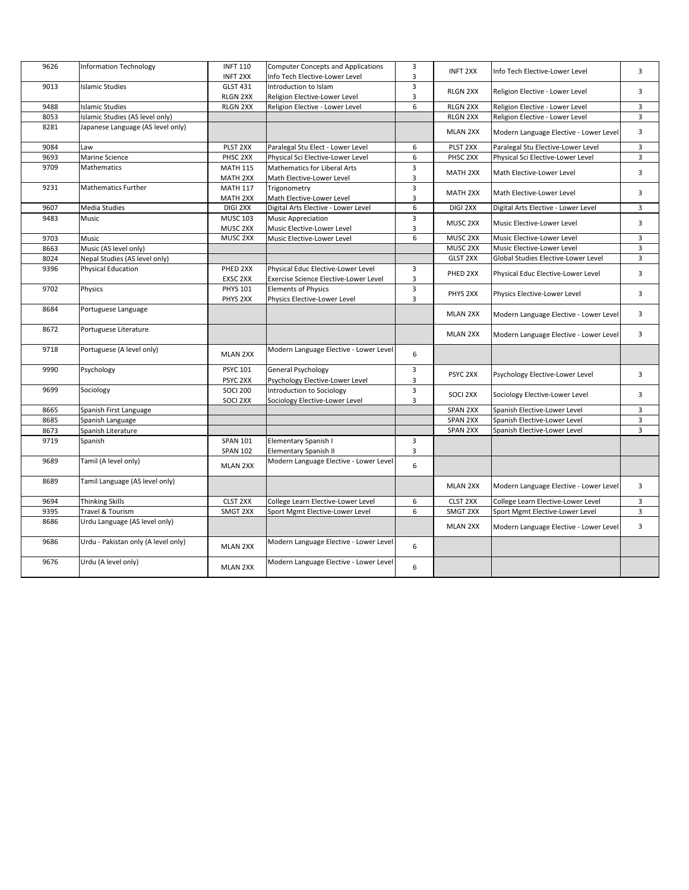| | | | | | | | |
|---|---|---|---|---|---|---|---|
| 9626 | Information Technology | INFT 110<br>INFT 2XX | Computer Concepts and Applications<br>Info Tech Elective-Lower Level | 3<br>3 | INFT 2XX | Info Tech Elective-Lower Level | 3 |
| 9013 | Islamic Studies | GLST 431<br>RLGN 2XX | Introduction to Islam<br>Religion Elective-Lower Level | 3<br>3 | RLGN 2XX | Religion Elective - Lower Level | 3 |
| 9488 | Islamic Studies | RLGN 2XX | Religion Elective - Lower Level | 6 | RLGN 2XX | Religion Elective - Lower Level | 3 |
| 8053 | Islamic Studies (AS level only) | | | | RLGN 2XX | Religion Elective - Lower Level | 3 |
| 8281 | Japanese Language (AS level only) | | | | MLAN 2XX | Modern Language Elective - Lower Level | 3 |
| 9084 | Law | PLST 2XX | Paralegal Stu Elect - Lower Level | 6 | PLST 2XX | Paralegal Stu Elective-Lower Level | 3 |
| 9693 | Marine Science | PHSC 2XX | Physical Sci Elective-Lower Level | 6 | PHSC 2XX | Physical Sci Elective-Lower Level | 3 |
| 9709 | Mathematics | MATH 115<br>MATH 2XX | Mathematics for Liberal Arts<br>Math Elective-Lower Level | 3<br>3 | MATH 2XX | Math Elective-Lower Level | 3 |
| 9231 | Mathematics Further | MATH 117<br>MATH 2XX | Trigonometry<br>Math Elective-Lower Level | 3<br>3 | MATH 2XX | Math Elective-Lower Level | 3 |
| 9607 | Media Studies | DIGI 2XX | Digital Arts Elective - Lower Level | 6 | DIGI 2XX | Digital Arts Elective - Lower Level | 3 |
| 9483 | Music | MUSC 103<br>MUSC 2XX | Music Appreciation<br>Music Elective-Lower Level | 3<br>3 | MUSC 2XX | Music Elective-Lower Level | 3 |
| 9703 | Music | MUSC 2XX | Music Elective-Lower Level | 6 | MUSC 2XX | Music Elective-Lower Level | 3 |
| 8663 | Music (AS level only) | | | | MUSC 2XX | Music Elective-Lower Level | 3 |
| 8024 | Nepal Studies (AS level only) | | | | GLST 2XX | Global Studies Elective-Lower Level | 3 |
| 9396 | Physical Education | PHED 2XX<br>EXSC 2XX | Physical Educ Elective-Lower Level<br>Exercise Science Elective-Lower Level | 3<br>3 | PHED 2XX | Physical Educ Elective-Lower Level | 3 |
| 9702 | Physics | PHYS 101<br>PHYS 2XX | Elements of Physics<br>Physics Elective-Lower Level | 3<br>3 | PHYS 2XX | Physics Elective-Lower Level | 3 |
| 8684 | Portuguese Language | | | | MLAN 2XX | Modern Language Elective - Lower Level | 3 |
| 8672 | Portuguese Literature | | | | MLAN 2XX | Modern Language Elective - Lower Level | 3 |
| 9718 | Portuguese (A level only) | MLAN 2XX | Modern Language Elective - Lower Level | 6 | | | |
| 9990 | Psychology | PSYC 101<br>PSYC 2XX | General Psychology<br>Psychology Elective-Lower Level | 3<br>3 | PSYC 2XX | Psychology Elective-Lower Level | 3 |
| 9699 | Sociology | SOCI 200<br>SOCI 2XX | Introduction to Sociology<br>Sociology Elective-Lower Level | 3<br>3 | SOCI 2XX | Sociology Elective-Lower Level | 3 |
| 8665 | Spanish First Language | | | | SPAN 2XX | Spanish Elective-Lower Level | 3 |
| 8685 | Spanish Language | | | | SPAN 2XX | Spanish Elective-Lower Level | 3 |
| 8673 | Spanish Literature | | | | SPAN 2XX | Spanish Elective-Lower Level | 3 |
| 9719 | Spanish | SPAN 101<br>SPAN 102 | Elementary Spanish I<br>Elementary Spanish II | 3<br>3 | | | |
| 9689 | Tamil (A level only) | MLAN 2XX | Modern Language Elective - Lower Level | 6 | | | |
| 8689 | Tamil Language (AS level only) | | | | MLAN 2XX | Modern Language Elective - Lower Level | 3 |
| 9694 | Thinking Skills | CLST 2XX | College Learn Elective-Lower Level | 6 | CLST 2XX | College Learn Elective-Lower Level | 3 |
| 9395 | Travel & Tourism | SMGT 2XX | Sport Mgmt Elective-Lower Level | 6 | SMGT 2XX | Sport Mgmt Elective-Lower Level | 3 |
| 8686 | Urdu Language (AS level only) | | | | MLAN 2XX | Modern Language Elective - Lower Level | 3 |
| 9686 | Urdu - Pakistan only (A level only) | MLAN 2XX | Modern Language Elective - Lower Level | 6 | | | |
| 9676 | Urdu (A level only) | MLAN 2XX | Modern Language Elective - Lower Level | 6 | | | |